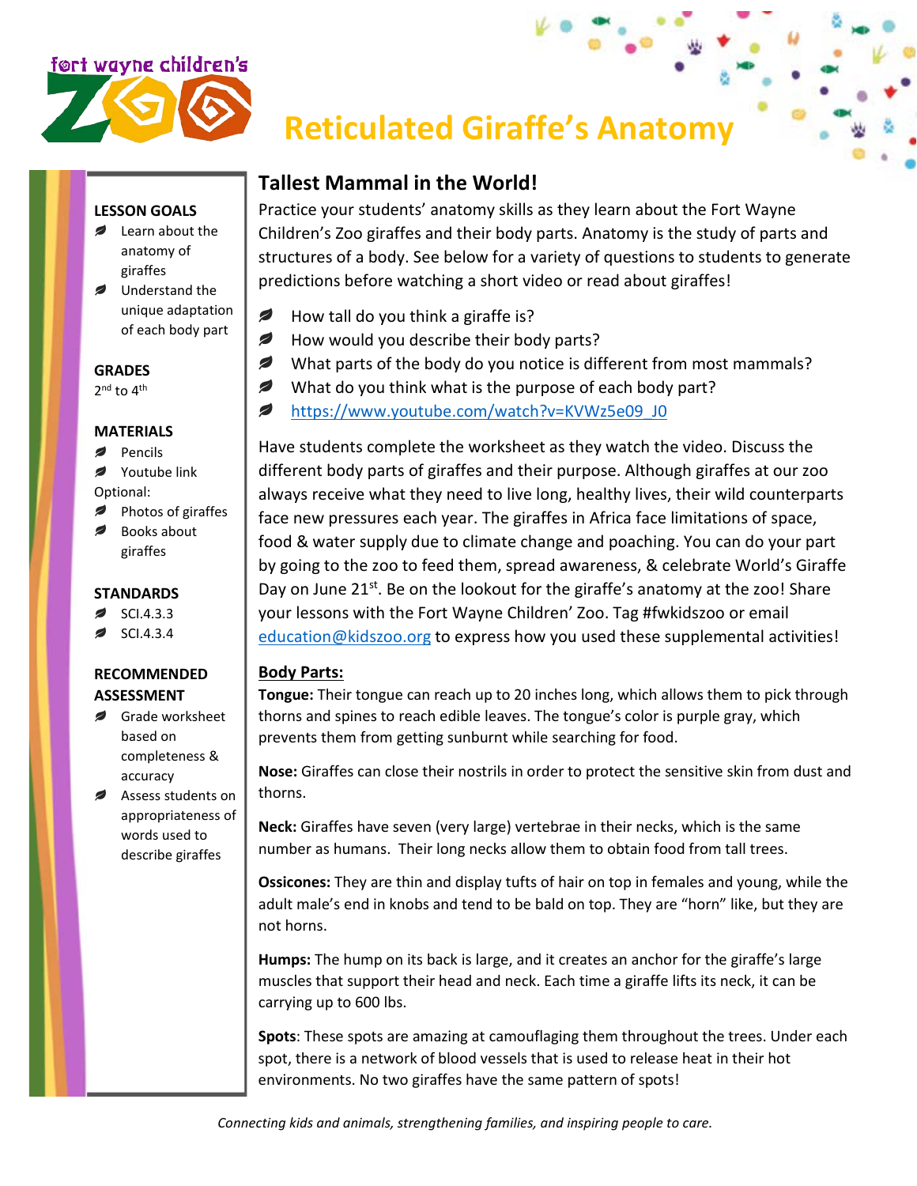# Reticulated Giraffe's Anatomy

**LESSON GOALS**
- Learn about the anatomy of giraffes
- Understand the unique adaptation of each body part

**GRADES**
2nd to 4th

**MATERIALS**
- Pencils
- Youtube link

Optional:
- Photos of giraffes
- Books about giraffes

**STANDARDS**
- SCI.4.3.3
- SCI.4.3.4

**RECOMMENDED ASSESSMENT**
- Grade worksheet based on completeness & accuracy
- Assess students on appropriateness of words used to describe giraffes

## Tallest Mammal in the World!

Practice your students' anatomy skills as they learn about the Fort Wayne Children's Zoo giraffes and their body parts. Anatomy is the study of parts and structures of a body. See below for a variety of questions to students to generate predictions before watching a short video or read about giraffes!

- How tall do you think a giraffe is?
- How would you describe their body parts?
- What parts of the body do you notice is different from most mammals?
- What do you think what is the purpose of each body part?
- https://www.youtube.com/watch?v=KVWz5e09_J0

Have students complete the worksheet as they watch the video. Discuss the different body parts of giraffes and their purpose. Although giraffes at our zoo always receive what they need to live long, healthy lives, their wild counterparts face new pressures each year. The giraffes in Africa face limitations of space, food & water supply due to climate change and poaching. You can do your part by going to the zoo to feed them, spread awareness, & celebrate World's Giraffe Day on June 21st. Be on the lookout for the giraffe's anatomy at the zoo! Share your lessons with the Fort Wayne Children' Zoo. Tag #fwkidszoo or email education@kidszoo.org to express how you used these supplemental activities!

**Body Parts:**

**Tongue:** Their tongue can reach up to 20 inches long, which allows them to pick through thorns and spines to reach edible leaves. The tongue's color is purple gray, which prevents them from getting sunburnt while searching for food.

**Nose:** Giraffes can close their nostrils in order to protect the sensitive skin from dust and thorns.

**Neck:** Giraffes have seven (very large) vertebrae in their necks, which is the same number as humans. Their long necks allow them to obtain food from tall trees.

**Ossicones:** They are thin and display tufts of hair on top in females and young, while the adult male's end in knobs and tend to be bald on top. They are "horn" like, but they are not horns.

**Humps:** The hump on its back is large, and it creates an anchor for the giraffe's large muscles that support their head and neck. Each time a giraffe lifts its neck, it can be carrying up to 600 lbs.

**Spots**: These spots are amazing at camouflaging them throughout the trees. Under each spot, there is a network of blood vessels that is used to release heat in their hot environments. No two giraffes have the same pattern of spots!

*Connecting kids and animals, strengthening families, and inspiring people to care.*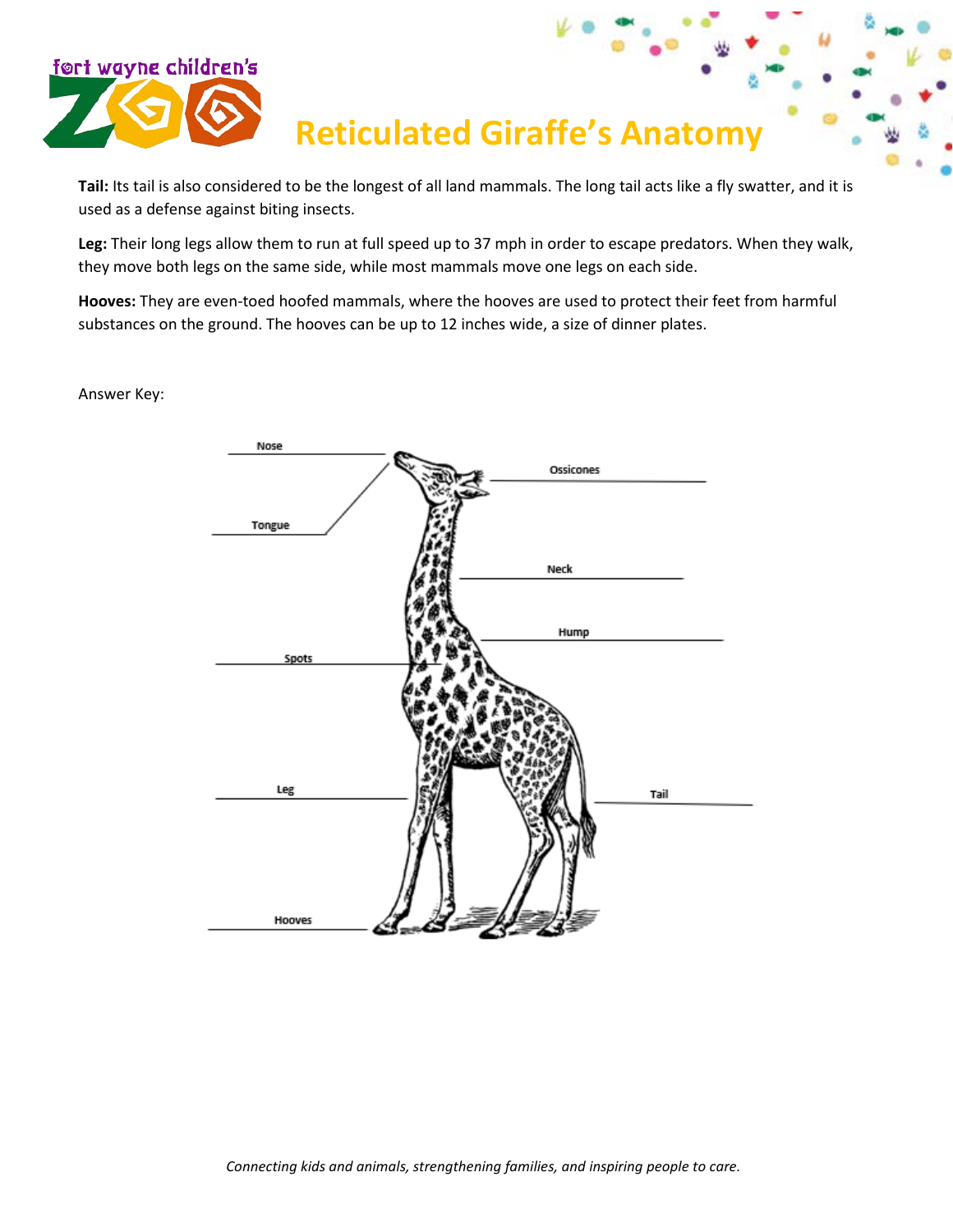# Reticulated Giraffe's Anatomy

**Tail:** Its tail is also considered to be the longest of all land mammals. The long tail acts like a fly swatter, and it is used as a defense against biting insects.

**Leg:** Their long legs allow them to run at full speed up to 37 mph in order to escape predators. When they walk, they move both legs on the same side, while most mammals move one legs on each side.

**Hooves:** They are even-toed hoofed mammals, where the hooves are used to protect their feet from harmful substances on the ground. The hooves can be up to 12 inches wide, a size of dinner plates.

Answer Key:

Nose

Ossicones

Tongue

Neck

Hump

Spots

Leg

Tail

Hooves

*Connecting kids and animals, strengthening families, and inspiring people to care.*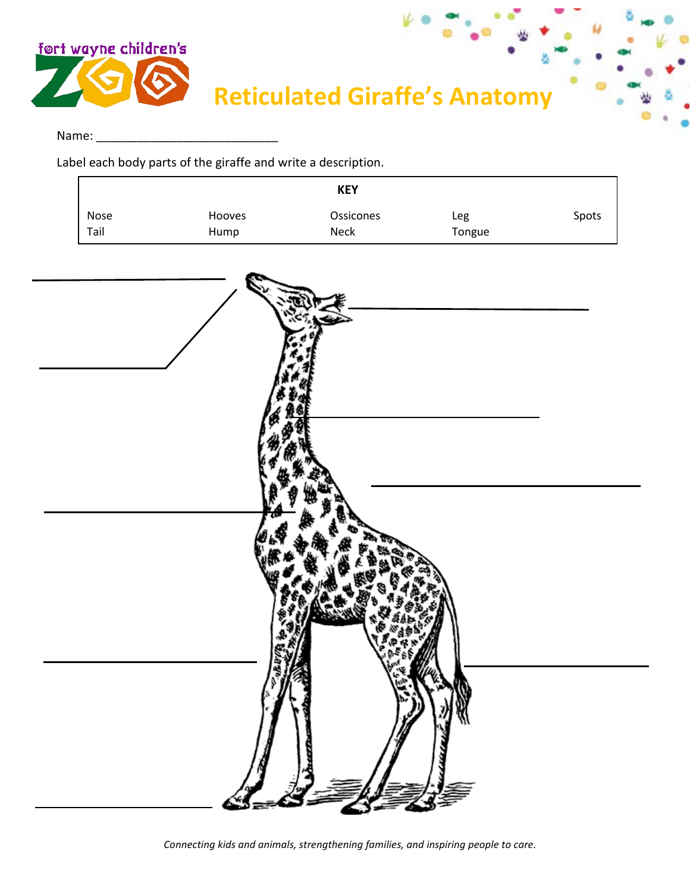# Reticulated Giraffe's Anatomy

Name: ___________________________

Label each body parts of the giraffe and write a description.

| | | KEY | | |
|---|---|---|---|---|
| Nose | Hooves | Ossicones | Leg | Spots |
| Tail | Hump | Neck | Tongue | |

*Connecting kids and animals, strengthening families, and inspiring people to care.*